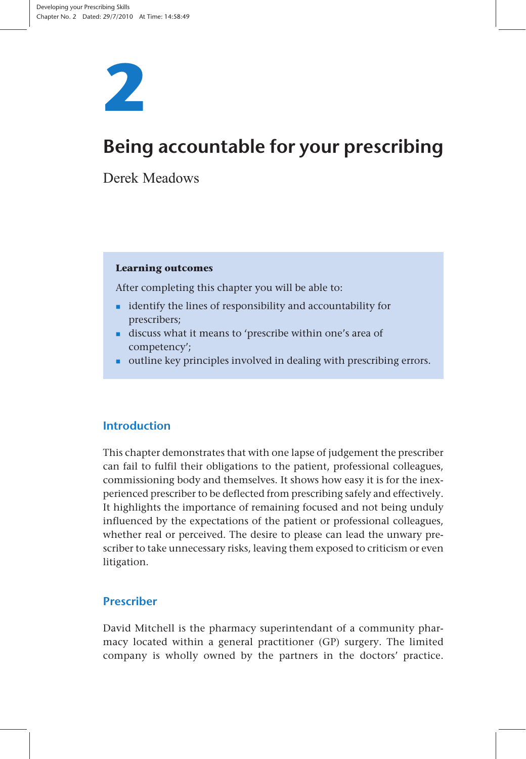# 2

# Being accountable for your prescribing

Derek Meadows

> **Learning outcomes**
>
> After completing this chapter you will be able to:
>
> - identify the lines of responsibility and accountability for prescribers;
> - discuss what it means to 'prescribe within one's area of competency';
> - outline key principles involved in dealing with prescribing errors.

## Introduction

This chapter demonstrates that with one lapse of judgement the prescriber can fail to fulfil their obligations to the patient, professional colleagues, commissioning body and themselves. It shows how easy it is for the inexperienced prescriber to be deflected from prescribing safely and effectively. It highlights the importance of remaining focused and not being unduly influenced by the expectations of the patient or professional colleagues, whether real or perceived. The desire to please can lead the unwary prescriber to take unnecessary risks, leaving them exposed to criticism or even litigation.

## Prescriber

David Mitchell is the pharmacy superintendant of a community pharmacy located within a general practitioner (GP) surgery. The limited company is wholly owned by the partners in the doctors' practice.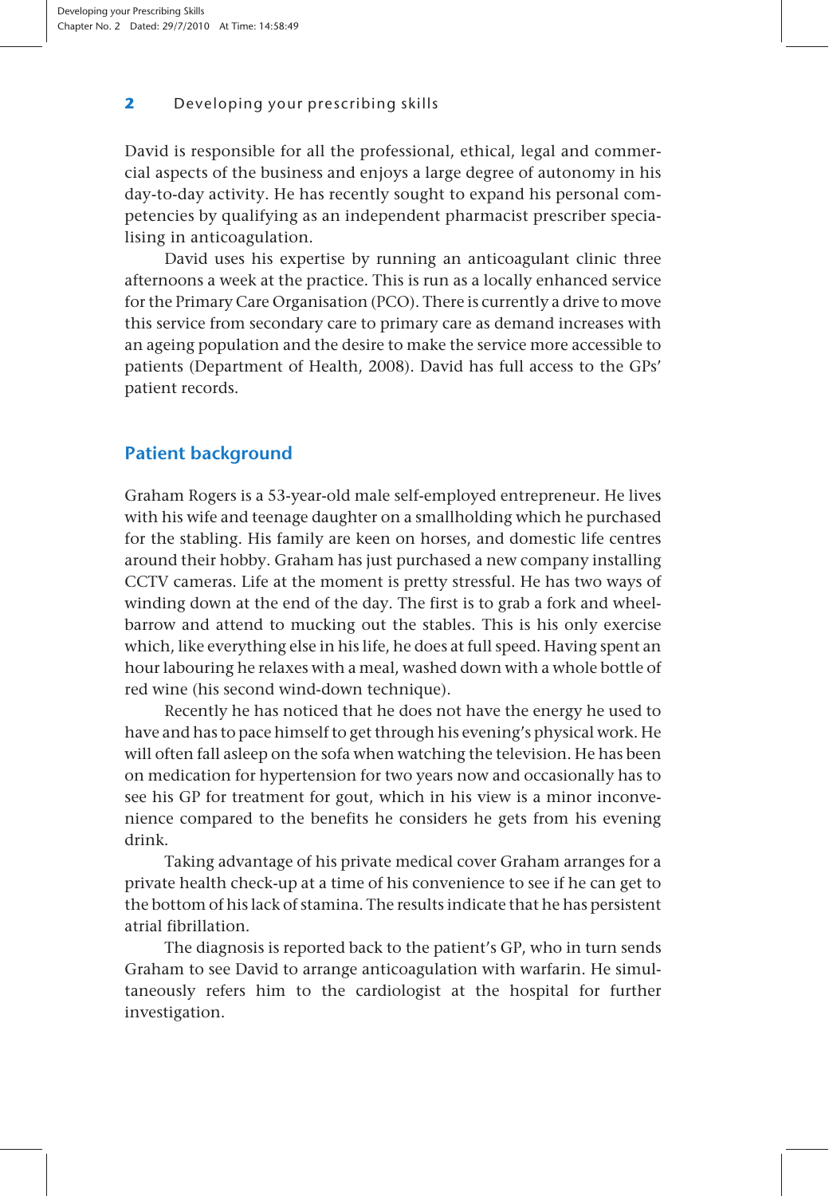David is responsible for all the professional, ethical, legal and commercial aspects of the business and enjoys a large degree of autonomy in his day-to-day activity. He has recently sought to expand his personal competencies by qualifying as an independent pharmacist prescriber specialising in anticoagulation.

David uses his expertise by running an anticoagulant clinic three afternoons a week at the practice. This is run as a locally enhanced service for the Primary Care Organisation (PCO). There is currently a drive to move this service from secondary care to primary care as demand increases with an ageing population and the desire to make the service more accessible to patients (Department of Health, 2008). David has full access to the GPs' patient records.

## Patient background

Graham Rogers is a 53-year-old male self-employed entrepreneur. He lives with his wife and teenage daughter on a smallholding which he purchased for the stabling. His family are keen on horses, and domestic life centres around their hobby. Graham has just purchased a new company installing CCTV cameras. Life at the moment is pretty stressful. He has two ways of winding down at the end of the day. The first is to grab a fork and wheelbarrow and attend to mucking out the stables. This is his only exercise which, like everything else in his life, he does at full speed. Having spent an hour labouring he relaxes with a meal, washed down with a whole bottle of red wine (his second wind-down technique).

Recently he has noticed that he does not have the energy he used to have and has to pace himself to get through his evening's physical work. He will often fall asleep on the sofa when watching the television. He has been on medication for hypertension for two years now and occasionally has to see his GP for treatment for gout, which in his view is a minor inconvenience compared to the benefits he considers he gets from his evening drink.

Taking advantage of his private medical cover Graham arranges for a private health check-up at a time of his convenience to see if he can get to the bottom of his lack of stamina. The results indicate that he has persistent atrial fibrillation.

The diagnosis is reported back to the patient's GP, who in turn sends Graham to see David to arrange anticoagulation with warfarin. He simultaneously refers him to the cardiologist at the hospital for further investigation.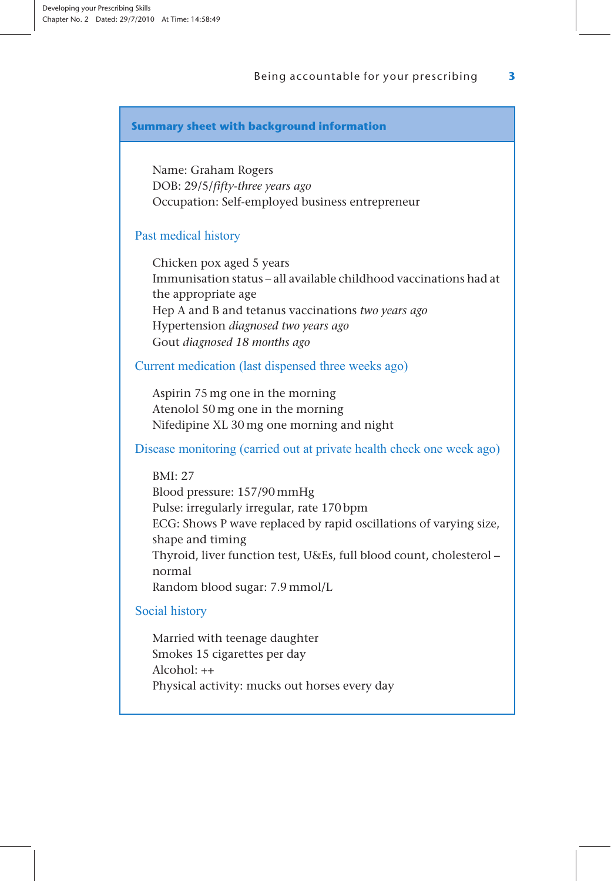## Summary sheet with background information

Name: Graham Rogers
DOB: 29/5/*fifty-three years ago*
Occupation: Self-employed business entrepreneur

### Past medical history

Chicken pox aged 5 years
Immunisation status – all available childhood vaccinations had at the appropriate age
Hep A and B and tetanus vaccinations *two years ago*
Hypertension *diagnosed two years ago*
Gout *diagnosed 18 months ago*

### Current medication (last dispensed three weeks ago)

Aspirin 75 mg one in the morning
Atenolol 50 mg one in the morning
Nifedipine XL 30 mg one morning and night

### Disease monitoring (carried out at private health check one week ago)

BMI: 27
Blood pressure: 157/90 mmHg
Pulse: irregularly irregular, rate 170 bpm
ECG: Shows P wave replaced by rapid oscillations of varying size, shape and timing
Thyroid, liver function test, U&Es, full blood count, cholesterol – normal
Random blood sugar: 7.9 mmol/L

### Social history

Married with teenage daughter
Smokes 15 cigarettes per day
Alcohol: ++
Physical activity: mucks out horses every day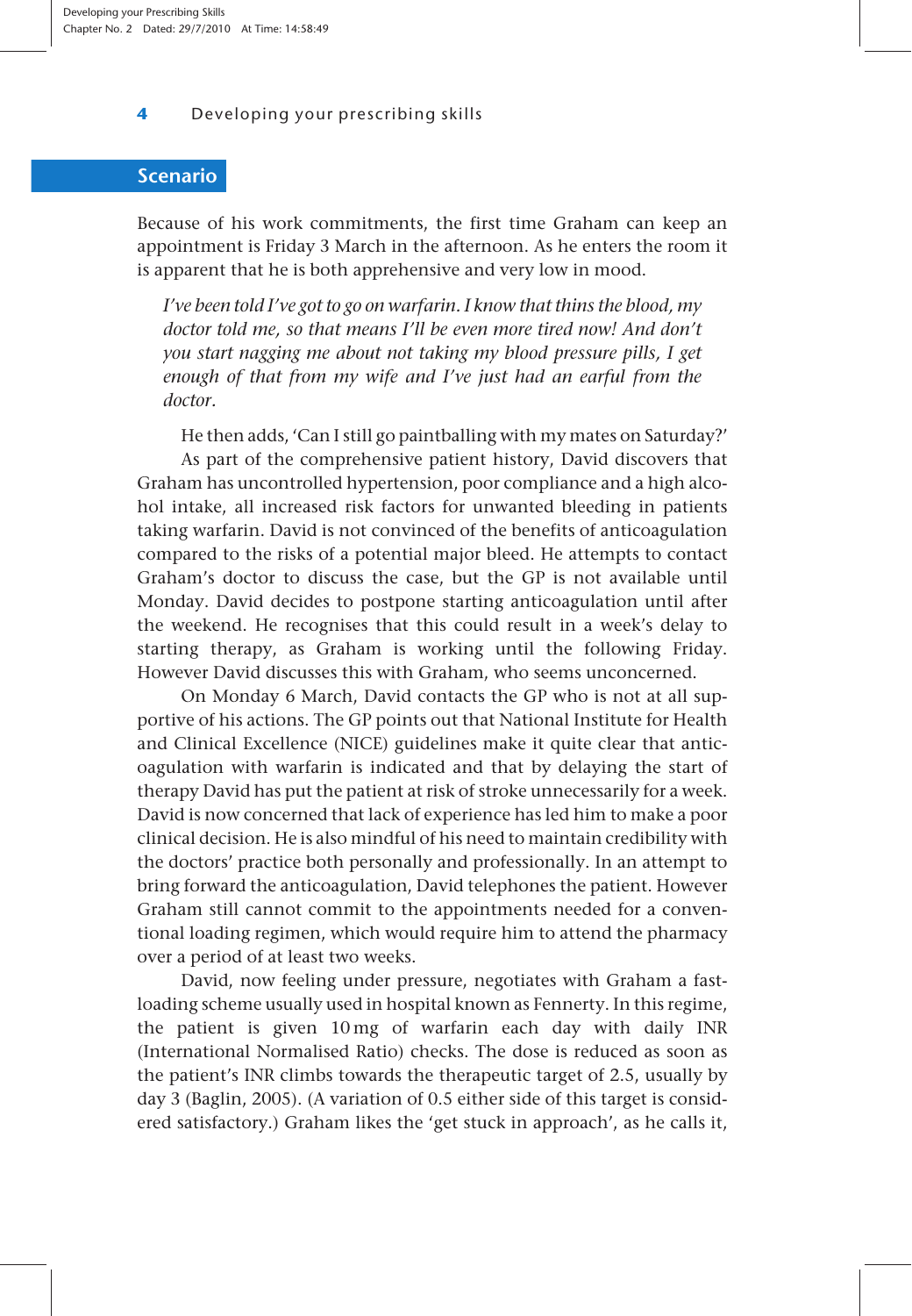## Scenario

Because of his work commitments, the first time Graham can keep an appointment is Friday 3 March in the afternoon. As he enters the room it is apparent that he is both apprehensive and very low in mood.

> *I've been told I've got to go on warfarin. I know that thins the blood, my doctor told me, so that means I'll be even more tired now! And don't you start nagging me about not taking my blood pressure pills, I get enough of that from my wife and I've just had an earful from the doctor.*

He then adds, 'Can I still go paintballing with my mates on Saturday?'

As part of the comprehensive patient history, David discovers that Graham has uncontrolled hypertension, poor compliance and a high alcohol intake, all increased risk factors for unwanted bleeding in patients taking warfarin. David is not convinced of the benefits of anticoagulation compared to the risks of a potential major bleed. He attempts to contact Graham's doctor to discuss the case, but the GP is not available until Monday. David decides to postpone starting anticoagulation until after the weekend. He recognises that this could result in a week's delay to starting therapy, as Graham is working until the following Friday. However David discusses this with Graham, who seems unconcerned.

On Monday 6 March, David contacts the GP who is not at all supportive of his actions. The GP points out that National Institute for Health and Clinical Excellence (NICE) guidelines make it quite clear that anticoagulation with warfarin is indicated and that by delaying the start of therapy David has put the patient at risk of stroke unnecessarily for a week. David is now concerned that lack of experience has led him to make a poor clinical decision. He is also mindful of his need to maintain credibility with the doctors' practice both personally and professionally. In an attempt to bring forward the anticoagulation, David telephones the patient. However Graham still cannot commit to the appointments needed for a conventional loading regimen, which would require him to attend the pharmacy over a period of at least two weeks.

David, now feeling under pressure, negotiates with Graham a fast-loading scheme usually used in hospital known as Fennerty. In this regime, the patient is given 10 mg of warfarin each day with daily INR (International Normalised Ratio) checks. The dose is reduced as soon as the patient's INR climbs towards the therapeutic target of 2.5, usually by day 3 (Baglin, 2005). (A variation of 0.5 either side of this target is considered satisfactory.) Graham likes the 'get stuck in approach', as he calls it,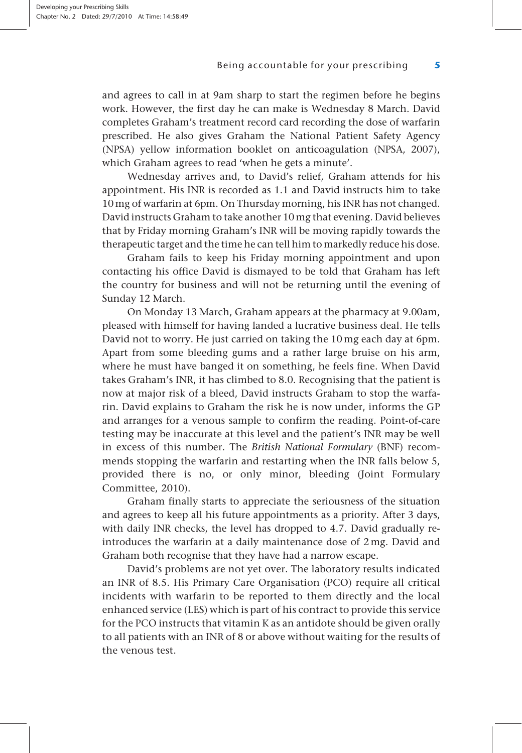and agrees to call in at 9am sharp to start the regimen before he begins work. However, the first day he can make is Wednesday 8 March. David completes Graham's treatment record card recording the dose of warfarin prescribed. He also gives Graham the National Patient Safety Agency (NPSA) yellow information booklet on anticoagulation (NPSA, 2007), which Graham agrees to read 'when he gets a minute'.

Wednesday arrives and, to David's relief, Graham attends for his appointment. His INR is recorded as 1.1 and David instructs him to take 10 mg of warfarin at 6pm. On Thursday morning, his INR has not changed. David instructs Graham to take another 10 mg that evening. David believes that by Friday morning Graham's INR will be moving rapidly towards the therapeutic target and the time he can tell him to markedly reduce his dose.

Graham fails to keep his Friday morning appointment and upon contacting his office David is dismayed to be told that Graham has left the country for business and will not be returning until the evening of Sunday 12 March.

On Monday 13 March, Graham appears at the pharmacy at 9.00am, pleased with himself for having landed a lucrative business deal. He tells David not to worry. He just carried on taking the 10 mg each day at 6pm. Apart from some bleeding gums and a rather large bruise on his arm, where he must have banged it on something, he feels fine. When David takes Graham's INR, it has climbed to 8.0. Recognising that the patient is now at major risk of a bleed, David instructs Graham to stop the warfarin. David explains to Graham the risk he is now under, informs the GP and arranges for a venous sample to confirm the reading. Point-of-care testing may be inaccurate at this level and the patient's INR may be well in excess of this number. The *British National Formulary* (BNF) recommends stopping the warfarin and restarting when the INR falls below 5, provided there is no, or only minor, bleeding (Joint Formulary Committee, 2010).

Graham finally starts to appreciate the seriousness of the situation and agrees to keep all his future appointments as a priority. After 3 days, with daily INR checks, the level has dropped to 4.7. David gradually reintroduces the warfarin at a daily maintenance dose of 2 mg. David and Graham both recognise that they have had a narrow escape.

David's problems are not yet over. The laboratory results indicated an INR of 8.5. His Primary Care Organisation (PCO) require all critical incidents with warfarin to be reported to them directly and the local enhanced service (LES) which is part of his contract to provide this service for the PCO instructs that vitamin K as an antidote should be given orally to all patients with an INR of 8 or above without waiting for the results of the venous test.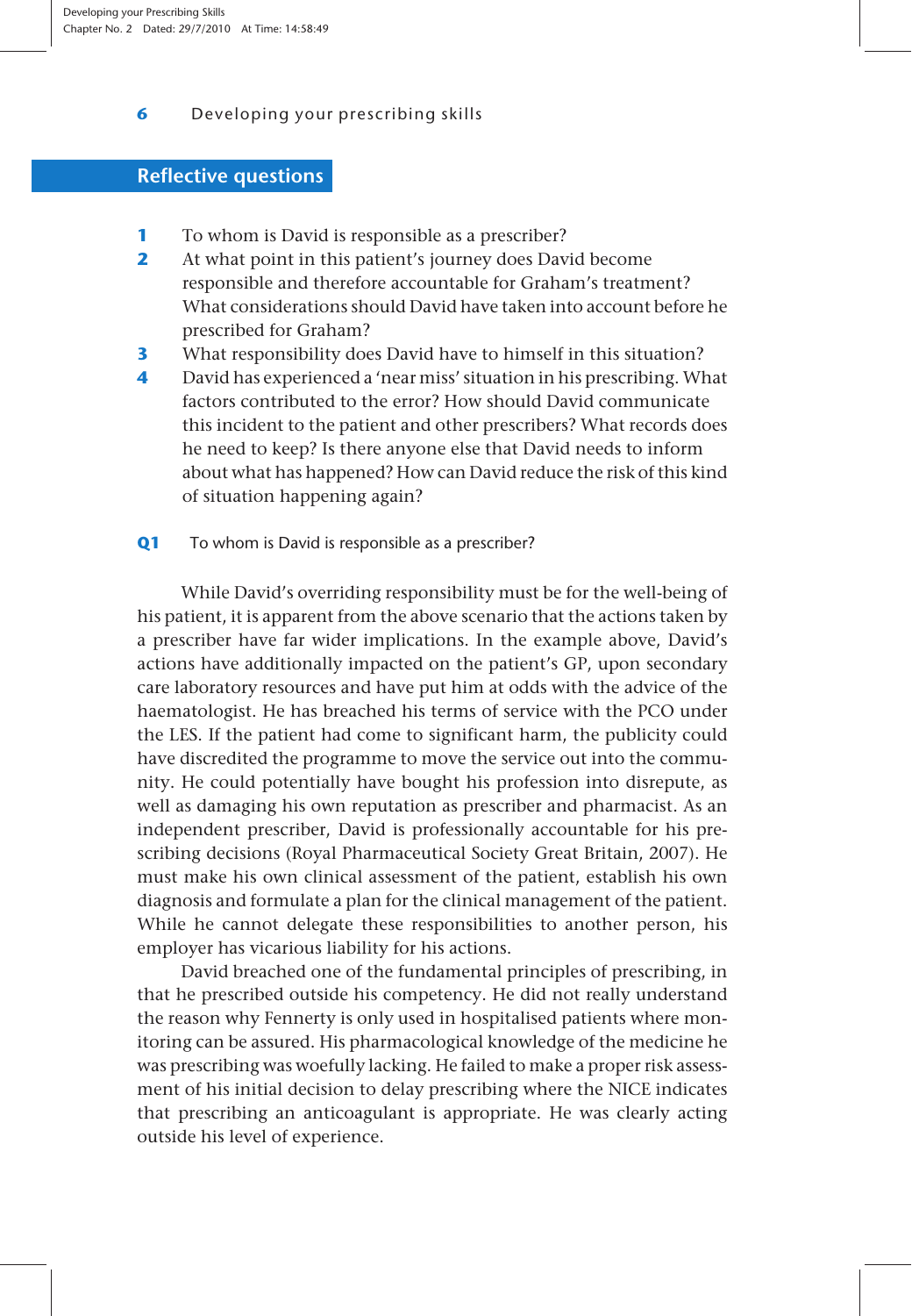## Reflective questions

1. To whom is David responsible as a prescriber?
2. At what point in this patient's journey does David become responsible and therefore accountable for Graham's treatment? What considerations should David have taken into account before he prescribed for Graham?
3. What responsibility does David have to himself in this situation?
4. David has experienced a 'near miss' situation in his prescribing. What factors contributed to the error? How should David communicate this incident to the patient and other prescribers? What records does he need to keep? Is there anyone else that David needs to inform about what has happened? How can David reduce the risk of this kind of situation happening again?

### Q1 To whom is David responsible as a prescriber?

While David's overriding responsibility must be for the well-being of his patient, it is apparent from the above scenario that the actions taken by a prescriber have far wider implications. In the example above, David's actions have additionally impacted on the patient's GP, upon secondary care laboratory resources and have put him at odds with the advice of the haematologist. He has breached his terms of service with the PCO under the LES. If the patient had come to significant harm, the publicity could have discredited the programme to move the service out into the community. He could potentially have bought his profession into disrepute, as well as damaging his own reputation as prescriber and pharmacist. As an independent prescriber, David is professionally accountable for his prescribing decisions (Royal Pharmaceutical Society Great Britain, 2007). He must make his own clinical assessment of the patient, establish his own diagnosis and formulate a plan for the clinical management of the patient. While he cannot delegate these responsibilities to another person, his employer has vicarious liability for his actions.

David breached one of the fundamental principles of prescribing, in that he prescribed outside his competency. He did not really understand the reason why Fennerty is only used in hospitalised patients where monitoring can be assured. His pharmacological knowledge of the medicine he was prescribing was woefully lacking. He failed to make a proper risk assessment of his initial decision to delay prescribing where the NICE indicates that prescribing an anticoagulant is appropriate. He was clearly acting outside his level of experience.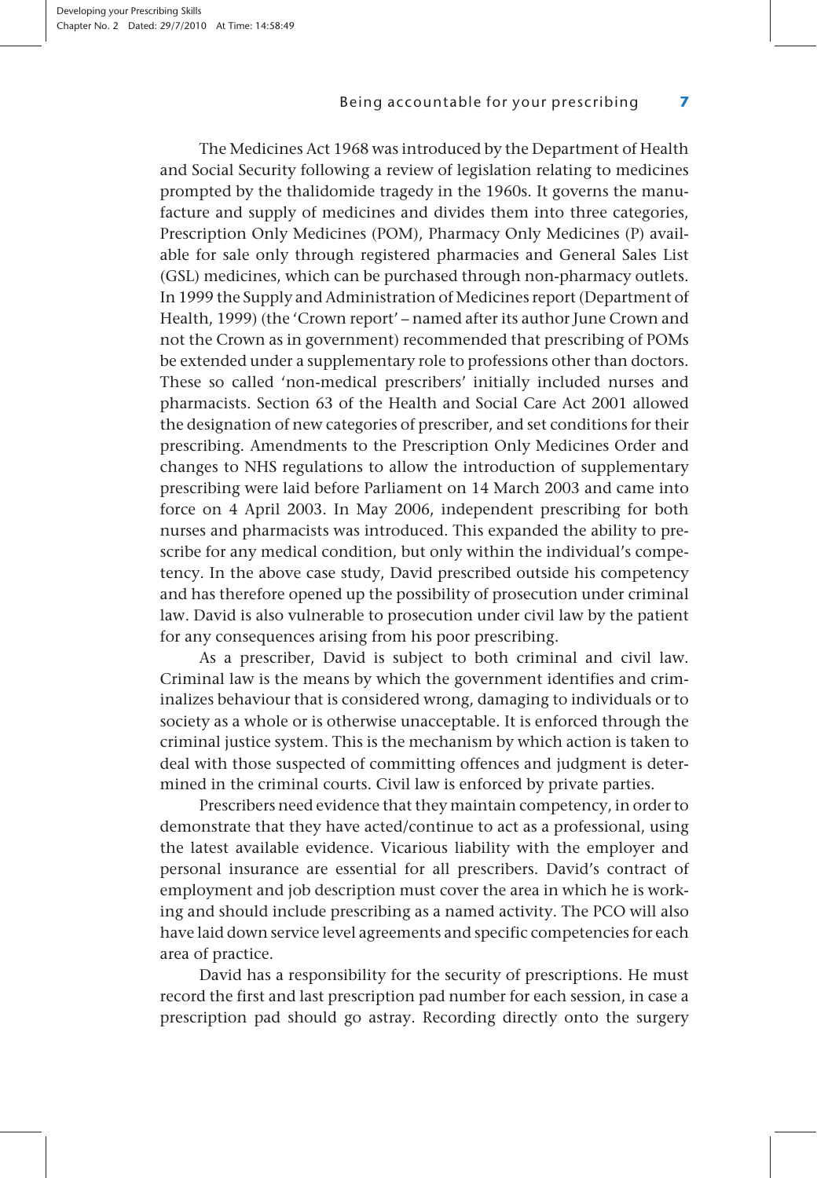The Medicines Act 1968 was introduced by the Department of Health and Social Security following a review of legislation relating to medicines prompted by the thalidomide tragedy in the 1960s. It governs the manufacture and supply of medicines and divides them into three categories, Prescription Only Medicines (POM), Pharmacy Only Medicines (P) available for sale only through registered pharmacies and General Sales List (GSL) medicines, which can be purchased through non-pharmacy outlets. In 1999 the Supply and Administration of Medicines report (Department of Health, 1999) (the 'Crown report' – named after its author June Crown and not the Crown as in government) recommended that prescribing of POMs be extended under a supplementary role to professions other than doctors. These so called 'non-medical prescribers' initially included nurses and pharmacists. Section 63 of the Health and Social Care Act 2001 allowed the designation of new categories of prescriber, and set conditions for their prescribing. Amendments to the Prescription Only Medicines Order and changes to NHS regulations to allow the introduction of supplementary prescribing were laid before Parliament on 14 March 2003 and came into force on 4 April 2003. In May 2006, independent prescribing for both nurses and pharmacists was introduced. This expanded the ability to prescribe for any medical condition, but only within the individual's competency. In the above case study, David prescribed outside his competency and has therefore opened up the possibility of prosecution under criminal law. David is also vulnerable to prosecution under civil law by the patient for any consequences arising from his poor prescribing.

As a prescriber, David is subject to both criminal and civil law. Criminal law is the means by which the government identifies and criminalizes behaviour that is considered wrong, damaging to individuals or to society as a whole or is otherwise unacceptable. It is enforced through the criminal justice system. This is the mechanism by which action is taken to deal with those suspected of committing offences and judgment is determined in the criminal courts. Civil law is enforced by private parties.

Prescribers need evidence that they maintain competency, in order to demonstrate that they have acted/continue to act as a professional, using the latest available evidence. Vicarious liability with the employer and personal insurance are essential for all prescribers. David's contract of employment and job description must cover the area in which he is working and should include prescribing as a named activity. The PCO will also have laid down service level agreements and specific competencies for each area of practice.

David has a responsibility for the security of prescriptions. He must record the first and last prescription pad number for each session, in case a prescription pad should go astray. Recording directly onto the surgery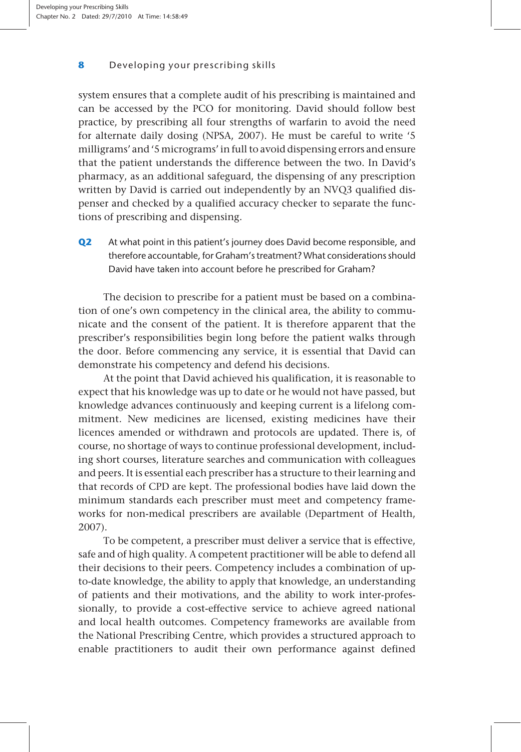system ensures that a complete audit of his prescribing is maintained and can be accessed by the PCO for monitoring. David should follow best practice, by prescribing all four strengths of warfarin to avoid the need for alternate daily dosing (NPSA, 2007). He must be careful to write '5 milligrams' and '5 micrograms' in full to avoid dispensing errors and ensure that the patient understands the difference between the two. In David's pharmacy, as an additional safeguard, the dispensing of any prescription written by David is carried out independently by an NVQ3 qualified dispenser and checked by a qualified accuracy checker to separate the functions of prescribing and dispensing.

**Q2** At what point in this patient's journey does David become responsible, and therefore accountable, for Graham's treatment? What considerations should David have taken into account before he prescribed for Graham?

The decision to prescribe for a patient must be based on a combination of one's own competency in the clinical area, the ability to communicate and the consent of the patient. It is therefore apparent that the prescriber's responsibilities begin long before the patient walks through the door. Before commencing any service, it is essential that David can demonstrate his competency and defend his decisions.

At the point that David achieved his qualification, it is reasonable to expect that his knowledge was up to date or he would not have passed, but knowledge advances continuously and keeping current is a lifelong commitment. New medicines are licensed, existing medicines have their licences amended or withdrawn and protocols are updated. There is, of course, no shortage of ways to continue professional development, including short courses, literature searches and communication with colleagues and peers. It is essential each prescriber has a structure to their learning and that records of CPD are kept. The professional bodies have laid down the minimum standards each prescriber must meet and competency frameworks for non-medical prescribers are available (Department of Health, 2007).

To be competent, a prescriber must deliver a service that is effective, safe and of high quality. A competent practitioner will be able to defend all their decisions to their peers. Competency includes a combination of up-to-date knowledge, the ability to apply that knowledge, an understanding of patients and their motivations, and the ability to work inter-professionally, to provide a cost-effective service to achieve agreed national and local health outcomes. Competency frameworks are available from the National Prescribing Centre, which provides a structured approach to enable practitioners to audit their own performance against defined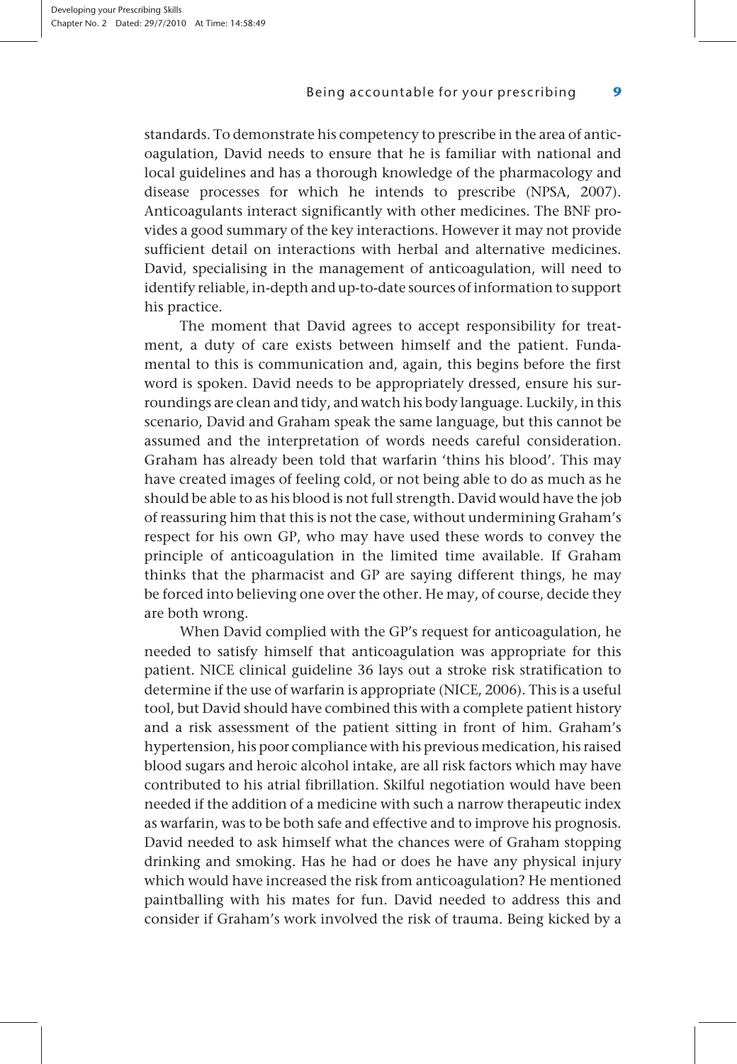standards. To demonstrate his competency to prescribe in the area of anticoagulation, David needs to ensure that he is familiar with national and local guidelines and has a thorough knowledge of the pharmacology and disease processes for which he intends to prescribe (NPSA, 2007). Anticoagulants interact significantly with other medicines. The BNF provides a good summary of the key interactions. However it may not provide sufficient detail on interactions with herbal and alternative medicines. David, specialising in the management of anticoagulation, will need to identify reliable, in-depth and up-to-date sources of information to support his practice.

The moment that David agrees to accept responsibility for treatment, a duty of care exists between himself and the patient. Fundamental to this is communication and, again, this begins before the first word is spoken. David needs to be appropriately dressed, ensure his surroundings are clean and tidy, and watch his body language. Luckily, in this scenario, David and Graham speak the same language, but this cannot be assumed and the interpretation of words needs careful consideration. Graham has already been told that warfarin 'thins his blood'. This may have created images of feeling cold, or not being able to do as much as he should be able to as his blood is not full strength. David would have the job of reassuring him that this is not the case, without undermining Graham's respect for his own GP, who may have used these words to convey the principle of anticoagulation in the limited time available. If Graham thinks that the pharmacist and GP are saying different things, he may be forced into believing one over the other. He may, of course, decide they are both wrong.

When David complied with the GP's request for anticoagulation, he needed to satisfy himself that anticoagulation was appropriate for this patient. NICE clinical guideline 36 lays out a stroke risk stratification to determine if the use of warfarin is appropriate (NICE, 2006). This is a useful tool, but David should have combined this with a complete patient history and a risk assessment of the patient sitting in front of him. Graham's hypertension, his poor compliance with his previous medication, his raised blood sugars and heroic alcohol intake, are all risk factors which may have contributed to his atrial fibrillation. Skilful negotiation would have been needed if the addition of a medicine with such a narrow therapeutic index as warfarin, was to be both safe and effective and to improve his prognosis. David needed to ask himself what the chances were of Graham stopping drinking and smoking. Has he had or does he have any physical injury which would have increased the risk from anticoagulation? He mentioned paintballing with his mates for fun. David needed to address this and consider if Graham's work involved the risk of trauma. Being kicked by a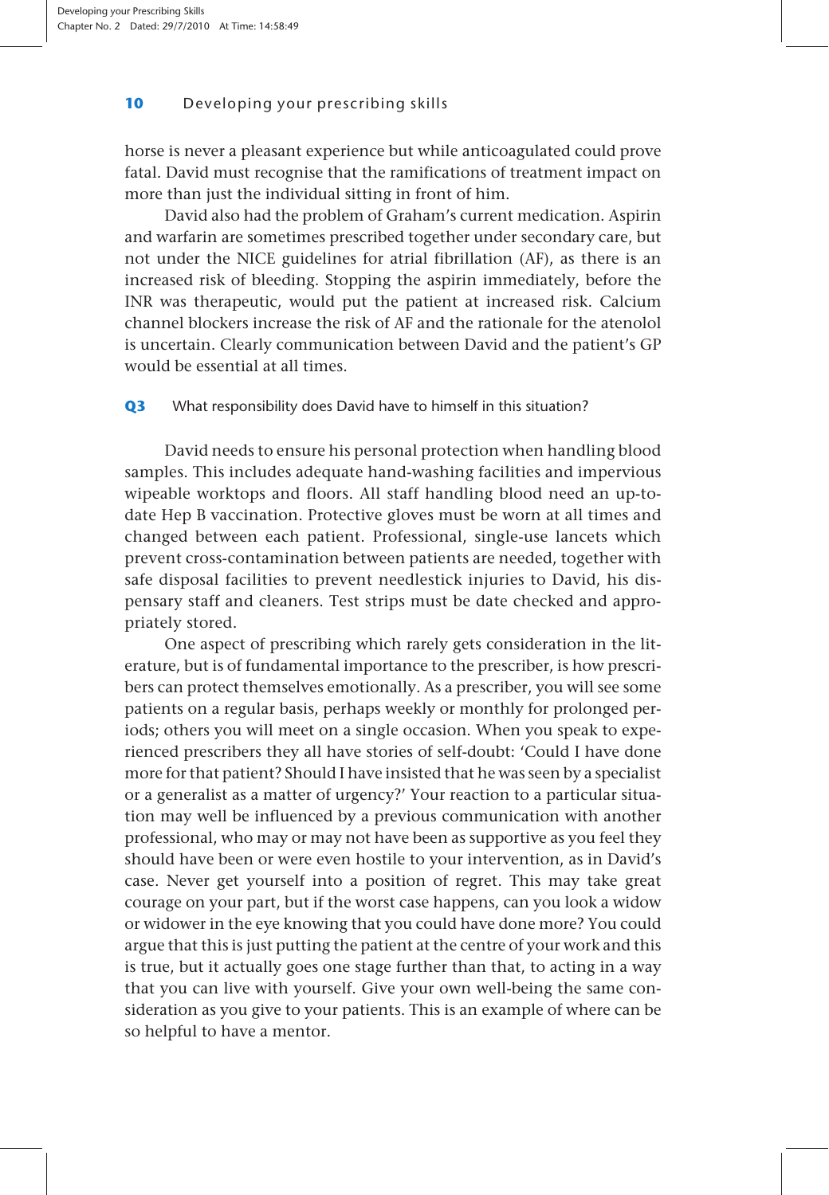horse is never a pleasant experience but while anticoagulated could prove fatal. David must recognise that the ramifications of treatment impact on more than just the individual sitting in front of him.

David also had the problem of Graham's current medication. Aspirin and warfarin are sometimes prescribed together under secondary care, but not under the NICE guidelines for atrial fibrillation (AF), as there is an increased risk of bleeding. Stopping the aspirin immediately, before the INR was therapeutic, would put the patient at increased risk. Calcium channel blockers increase the risk of AF and the rationale for the atenolol is uncertain. Clearly communication between David and the patient's GP would be essential at all times.

**Q3** What responsibility does David have to himself in this situation?

David needs to ensure his personal protection when handling blood samples. This includes adequate hand-washing facilities and impervious wipeable worktops and floors. All staff handling blood need an up-to-date Hep B vaccination. Protective gloves must be worn at all times and changed between each patient. Professional, single-use lancets which prevent cross-contamination between patients are needed, together with safe disposal facilities to prevent needlestick injuries to David, his dispensary staff and cleaners. Test strips must be date checked and appropriately stored.

One aspect of prescribing which rarely gets consideration in the literature, but is of fundamental importance to the prescriber, is how prescribers can protect themselves emotionally. As a prescriber, you will see some patients on a regular basis, perhaps weekly or monthly for prolonged periods; others you will meet on a single occasion. When you speak to experienced prescribers they all have stories of self-doubt: 'Could I have done more for that patient? Should I have insisted that he was seen by a specialist or a generalist as a matter of urgency?' Your reaction to a particular situation may well be influenced by a previous communication with another professional, who may or may not have been as supportive as you feel they should have been or were even hostile to your intervention, as in David's case. Never get yourself into a position of regret. This may take great courage on your part, but if the worst case happens, can you look a widow or widower in the eye knowing that you could have done more? You could argue that this is just putting the patient at the centre of your work and this is true, but it actually goes one stage further than that, to acting in a way that you can live with yourself. Give your own well-being the same consideration as you give to your patients. This is an example of where can be so helpful to have a mentor.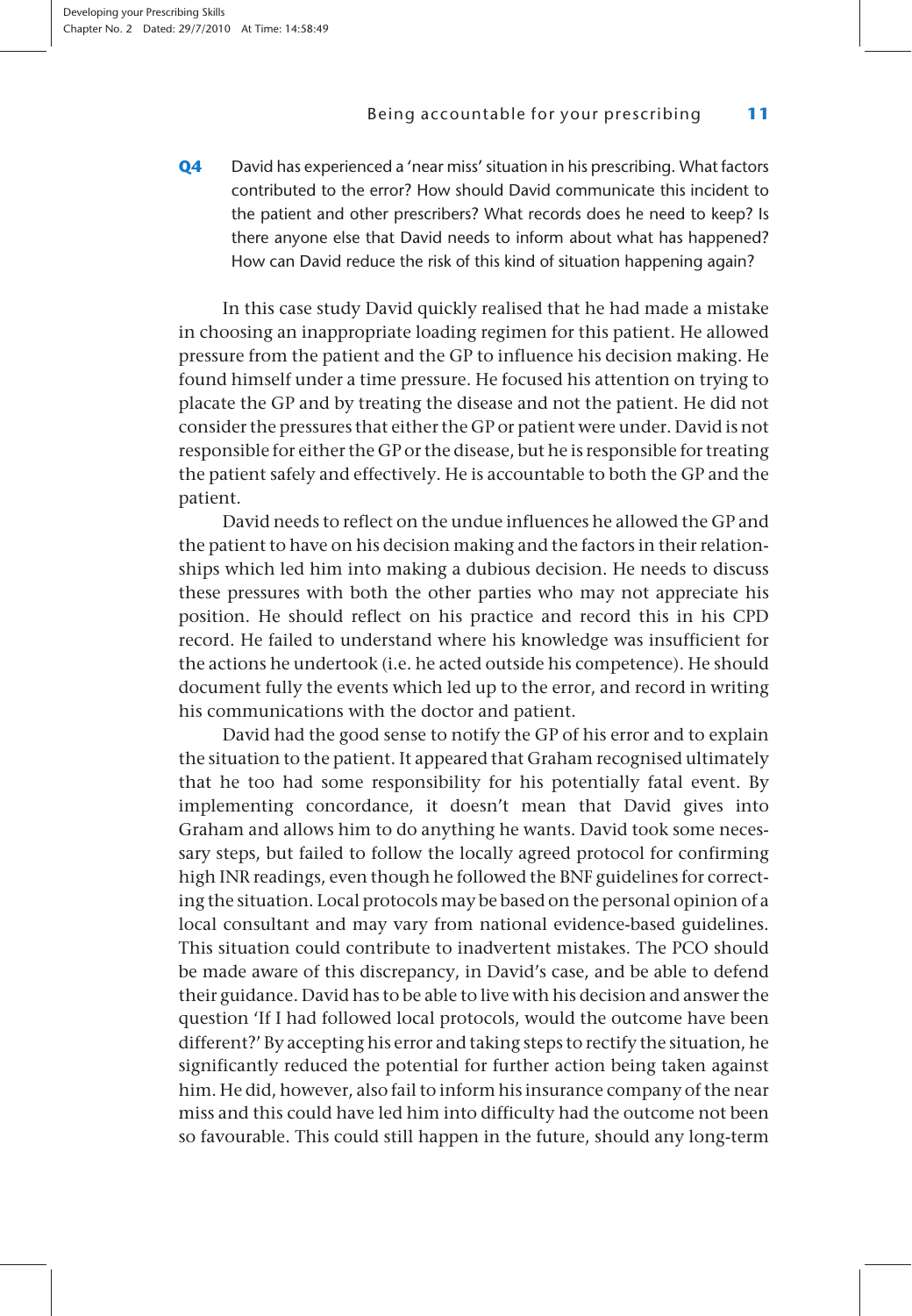**Q4** David has experienced a 'near miss' situation in his prescribing. What factors contributed to the error? How should David communicate this incident to the patient and other prescribers? What records does he need to keep? Is there anyone else that David needs to inform about what has happened? How can David reduce the risk of this kind of situation happening again?

In this case study David quickly realised that he had made a mistake in choosing an inappropriate loading regimen for this patient. He allowed pressure from the patient and the GP to influence his decision making. He found himself under a time pressure. He focused his attention on trying to placate the GP and by treating the disease and not the patient. He did not consider the pressures that either the GP or patient were under. David is not responsible for either the GP or the disease, but he is responsible for treating the patient safely and effectively. He is accountable to both the GP and the patient.

David needs to reflect on the undue influences he allowed the GP and the patient to have on his decision making and the factors in their relationships which led him into making a dubious decision. He needs to discuss these pressures with both the other parties who may not appreciate his position. He should reflect on his practice and record this in his CPD record. He failed to understand where his knowledge was insufficient for the actions he undertook (i.e. he acted outside his competence). He should document fully the events which led up to the error, and record in writing his communications with the doctor and patient.

David had the good sense to notify the GP of his error and to explain the situation to the patient. It appeared that Graham recognised ultimately that he too had some responsibility for his potentially fatal event. By implementing concordance, it doesn't mean that David gives into Graham and allows him to do anything he wants. David took some necessary steps, but failed to follow the locally agreed protocol for confirming high INR readings, even though he followed the BNF guidelines for correcting the situation. Local protocols may be based on the personal opinion of a local consultant and may vary from national evidence-based guidelines. This situation could contribute to inadvertent mistakes. The PCO should be made aware of this discrepancy, in David's case, and be able to defend their guidance. David has to be able to live with his decision and answer the question 'If I had followed local protocols, would the outcome have been different?' By accepting his error and taking steps to rectify the situation, he significantly reduced the potential for further action being taken against him. He did, however, also fail to inform his insurance company of the near miss and this could have led him into difficulty had the outcome not been so favourable. This could still happen in the future, should any long-term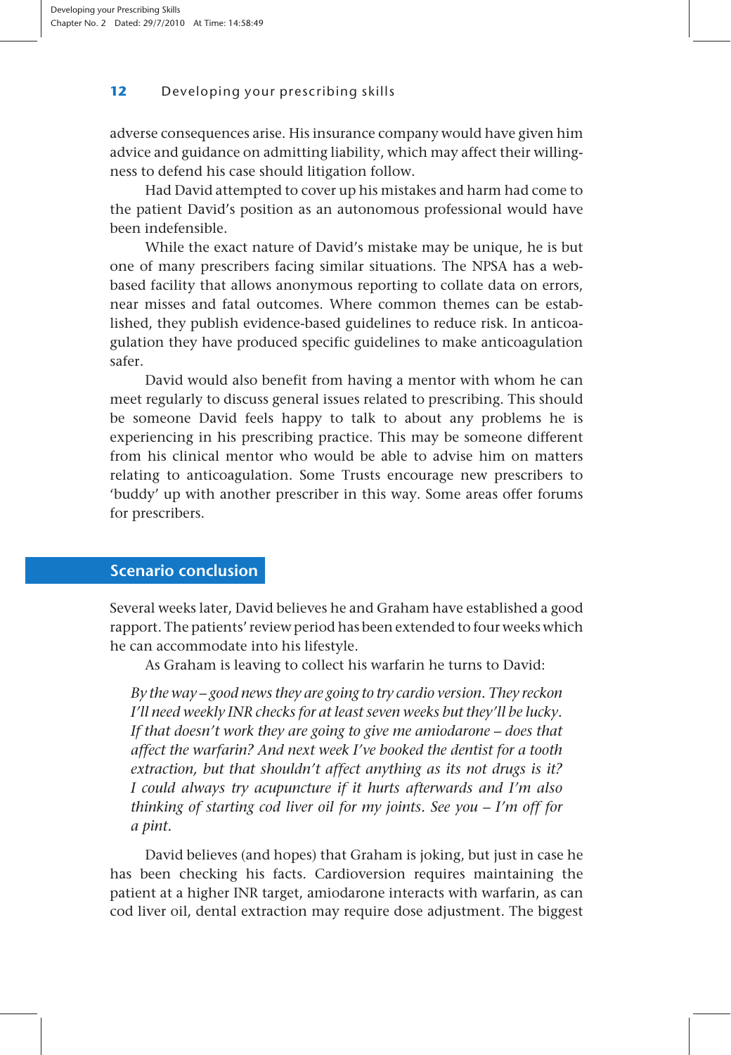adverse consequences arise. His insurance company would have given him advice and guidance on admitting liability, which may affect their willingness to defend his case should litigation follow.

Had David attempted to cover up his mistakes and harm had come to the patient David's position as an autonomous professional would have been indefensible.

While the exact nature of David's mistake may be unique, he is but one of many prescribers facing similar situations. The NPSA has a web-based facility that allows anonymous reporting to collate data on errors, near misses and fatal outcomes. Where common themes can be established, they publish evidence-based guidelines to reduce risk. In anticoagulation they have produced specific guidelines to make anticoagulation safer.

David would also benefit from having a mentor with whom he can meet regularly to discuss general issues related to prescribing. This should be someone David feels happy to talk to about any problems he is experiencing in his prescribing practice. This may be someone different from his clinical mentor who would be able to advise him on matters relating to anticoagulation. Some Trusts encourage new prescribers to 'buddy' up with another prescriber in this way. Some areas offer forums for prescribers.

## Scenario conclusion

Several weeks later, David believes he and Graham have established a good rapport. The patients' review period has been extended to four weeks which he can accommodate into his lifestyle.

As Graham is leaving to collect his warfarin he turns to David:

> *By the way – good news they are going to try cardio version. They reckon I'll need weekly INR checks for at least seven weeks but they'll be lucky. If that doesn't work they are going to give me amiodarone – does that affect the warfarin? And next week I've booked the dentist for a tooth extraction, but that shouldn't affect anything as its not drugs is it? I could always try acupuncture if it hurts afterwards and I'm also thinking of starting cod liver oil for my joints. See you – I'm off for a pint.*

David believes (and hopes) that Graham is joking, but just in case he has been checking his facts. Cardioversion requires maintaining the patient at a higher INR target, amiodarone interacts with warfarin, as can cod liver oil, dental extraction may require dose adjustment. The biggest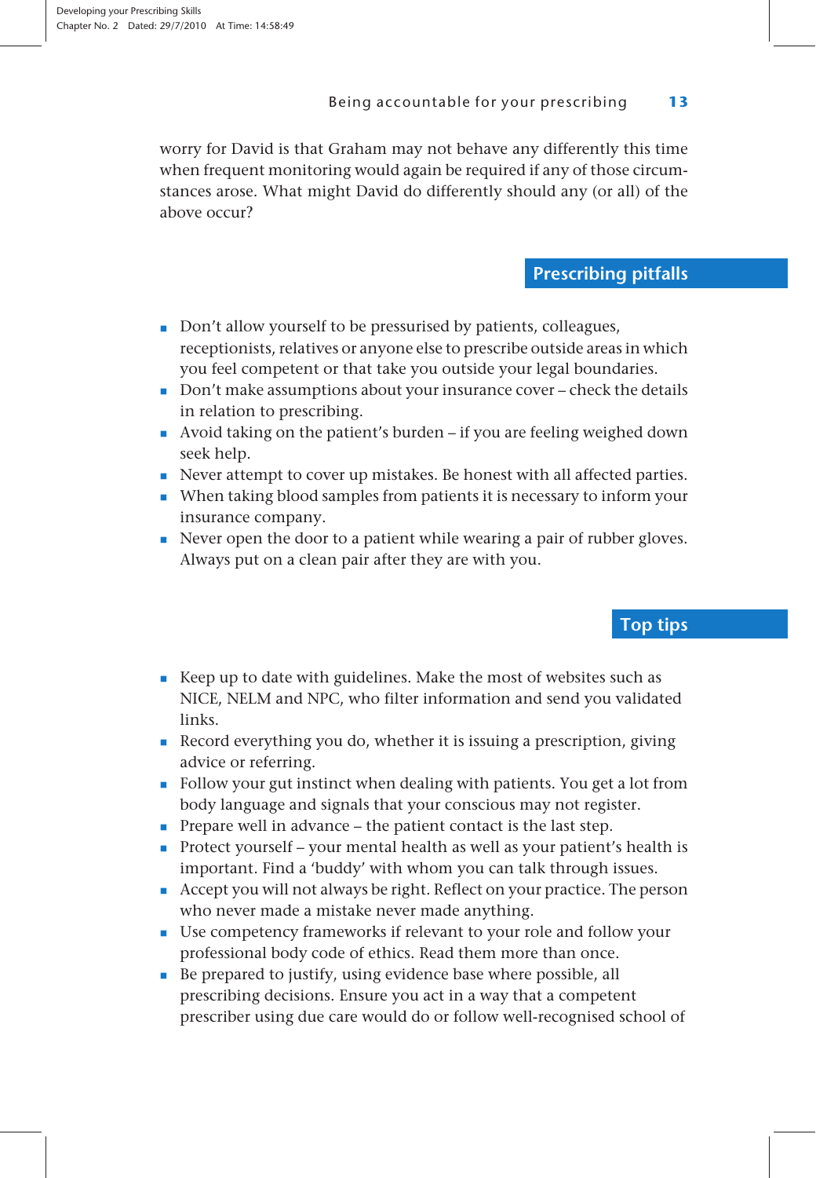worry for David is that Graham may not behave any differently this time when frequent monitoring would again be required if any of those circumstances arose. What might David do differently should any (or all) of the above occur?

## Prescribing pitfalls

- Don't allow yourself to be pressurised by patients, colleagues, receptionists, relatives or anyone else to prescribe outside areas in which you feel competent or that take you outside your legal boundaries.
- Don't make assumptions about your insurance cover – check the details in relation to prescribing.
- Avoid taking on the patient's burden – if you are feeling weighed down seek help.
- Never attempt to cover up mistakes. Be honest with all affected parties.
- When taking blood samples from patients it is necessary to inform your insurance company.
- Never open the door to a patient while wearing a pair of rubber gloves. Always put on a clean pair after they are with you.

## Top tips

- Keep up to date with guidelines. Make the most of websites such as NICE, NELM and NPC, who filter information and send you validated links.
- Record everything you do, whether it is issuing a prescription, giving advice or referring.
- Follow your gut instinct when dealing with patients. You get a lot from body language and signals that your conscious may not register.
- Prepare well in advance – the patient contact is the last step.
- Protect yourself – your mental health as well as your patient's health is important. Find a 'buddy' with whom you can talk through issues.
- Accept you will not always be right. Reflect on your practice. The person who never made a mistake never made anything.
- Use competency frameworks if relevant to your role and follow your professional body code of ethics. Read them more than once.
- Be prepared to justify, using evidence base where possible, all prescribing decisions. Ensure you act in a way that a competent prescriber using due care would do or follow well-recognised school of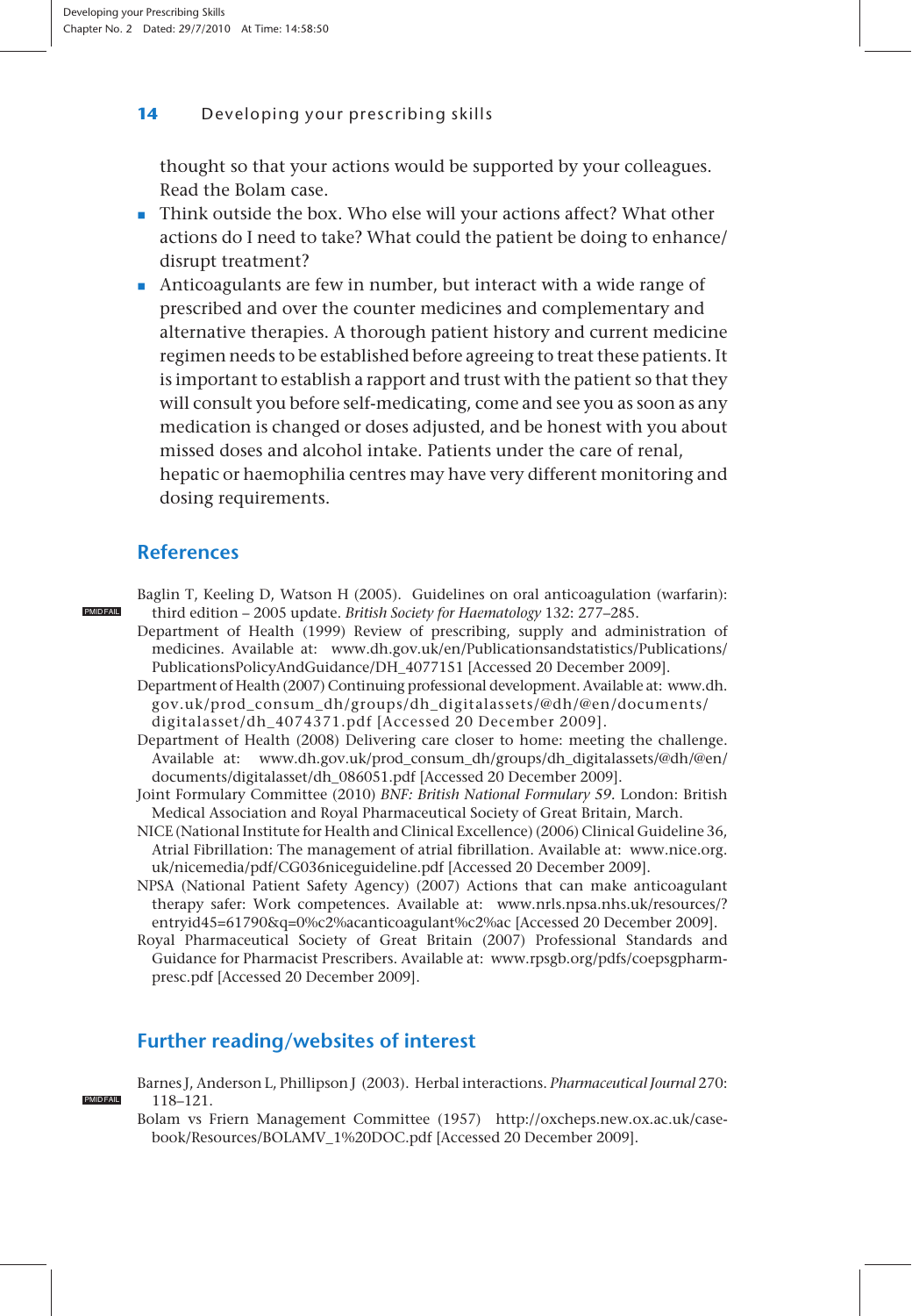thought so that your actions would be supported by your colleagues. Read the Bolam case.

- Think outside the box. Who else will your actions affect? What other actions do I need to take? What could the patient be doing to enhance/disrupt treatment?
- Anticoagulants are few in number, but interact with a wide range of prescribed and over the counter medicines and complementary and alternative therapies. A thorough patient history and current medicine regimen needs to be established before agreeing to treat these patients. It is important to establish a rapport and trust with the patient so that they will consult you before self-medicating, come and see you as soon as any medication is changed or doses adjusted, and be honest with you about missed doses and alcohol intake. Patients under the care of renal, hepatic or haemophilia centres may have very different monitoring and dosing requirements.

## References

Baglin T, Keeling D, Watson H (2005). Guidelines on oral anticoagulation (warfarin): third edition – 2005 update. *British Society for Haematology* 132: 277–285.

Department of Health (1999) Review of prescribing, supply and administration of medicines. Available at: www.dh.gov.uk/en/Publicationsandstatistics/Publications/PublicationsPolicyAndGuidance/DH_4077151 [Accessed 20 December 2009].

Department of Health (2007) Continuing professional development. Available at: www.dh.gov.uk/prod_consum_dh/groups/dh_digitalassets/@dh/@en/documents/digitalasset/dh_4074371.pdf [Accessed 20 December 2009].

Department of Health (2008) Delivering care closer to home: meeting the challenge. Available at: www.dh.gov.uk/prod_consum_dh/groups/dh_digitalassets/@dh/@en/documents/digitalasset/dh_086051.pdf [Accessed 20 December 2009].

Joint Formulary Committee (2010) *BNF: British National Formulary 59*. London: British Medical Association and Royal Pharmaceutical Society of Great Britain, March.

NICE (National Institute for Health and Clinical Excellence) (2006) Clinical Guideline 36, Atrial Fibrillation: The management of atrial fibrillation. Available at: www.nice.org.uk/nicemedia/pdf/CG036niceguideline.pdf [Accessed 20 December 2009].

NPSA (National Patient Safety Agency) (2007) Actions that can make anticoagulant therapy safer: Work competences. Available at: www.nrls.npsa.nhs.uk/resources/?entryid45=61790&q=0%c2%acanticoagulant%c2%ac [Accessed 20 December 2009].

Royal Pharmaceutical Society of Great Britain (2007) Professional Standards and Guidance for Pharmacist Prescribers. Available at: www.rpsgb.org/pdfs/coepsgpharmpresc.pdf [Accessed 20 December 2009].

## Further reading/websites of interest

Barnes J, Anderson L, Phillipson J (2003). Herbal interactions. *Pharmaceutical Journal* 270: 118–121.

Bolam vs Friern Management Committee (1957) http://oxcheps.new.ox.ac.uk/casebook/Resources/BOLAMV_1%20DOC.pdf [Accessed 20 December 2009].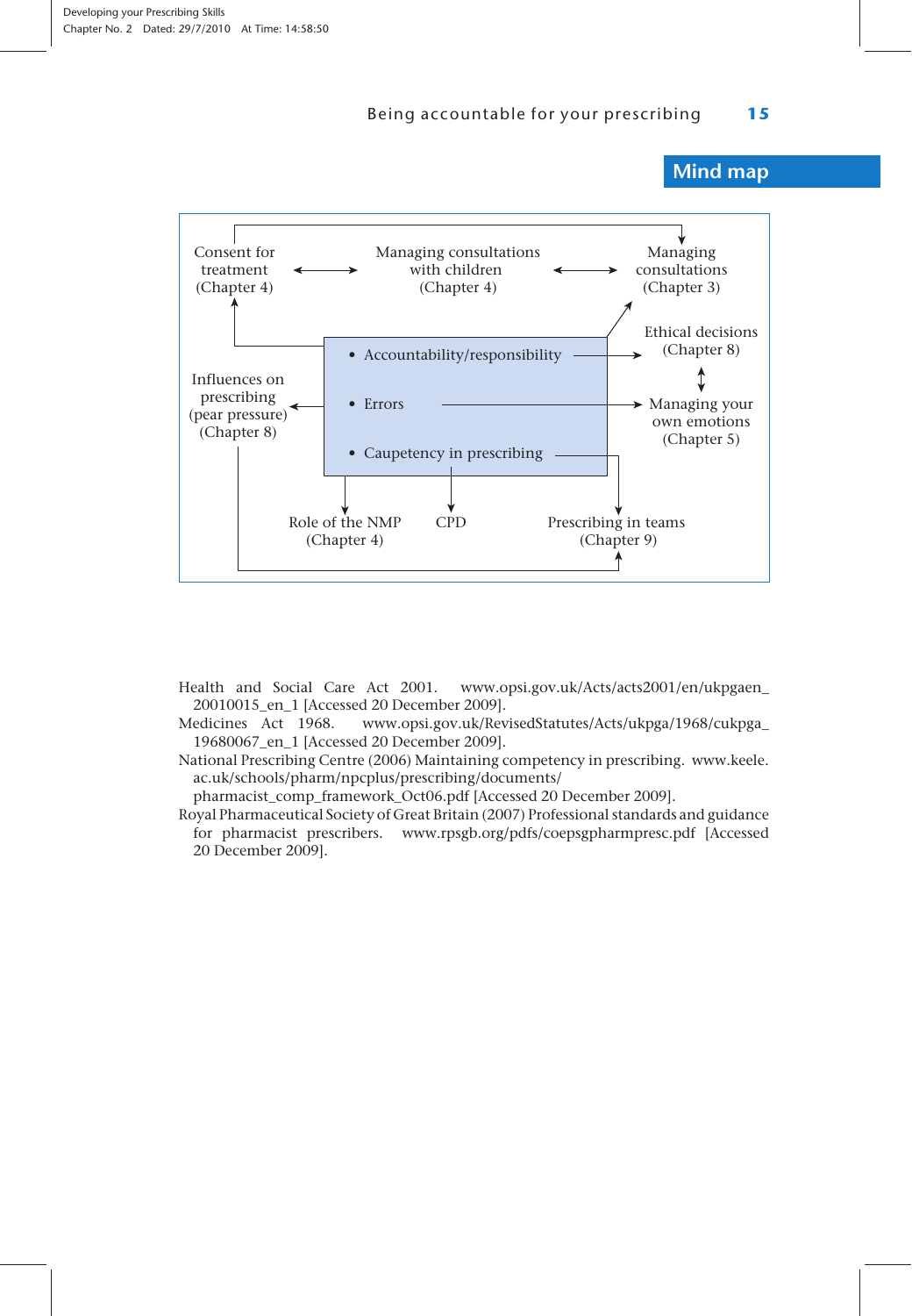## Mind map

Consent for treatment (Chapter 4)

Managing consultations with children (Chapter 4)

Managing consultations (Chapter 3)

Ethical decisions (Chapter 8)

Influences on prescribing (pear pressure) (Chapter 8)

- Accountability/responsibility
- Errors
- Caupetency in prescribing

Managing your own emotions (Chapter 5)

Role of the NMP (Chapter 4)

CPD

Prescribing in teams (Chapter 9)

Health and Social Care Act 2001. www.opsi.gov.uk/Acts/acts2001/en/ukpgaen_20010015_en_1 [Accessed 20 December 2009].

Medicines Act 1968. www.opsi.gov.uk/RevisedStatutes/Acts/ukpga/1968/cukpga_19680067_en_1 [Accessed 20 December 2009].

National Prescribing Centre (2006) Maintaining competency in prescribing. www.keele.ac.uk/schools/pharm/npcplus/prescribing/documents/pharmacist_comp_framework_Oct06.pdf [Accessed 20 December 2009].

Royal Pharmaceutical Society of Great Britain (2007) Professional standards and guidance for pharmacist prescribers. www.rpsgb.org/pdfs/coepsgpharmpresc.pdf [Accessed 20 December 2009].